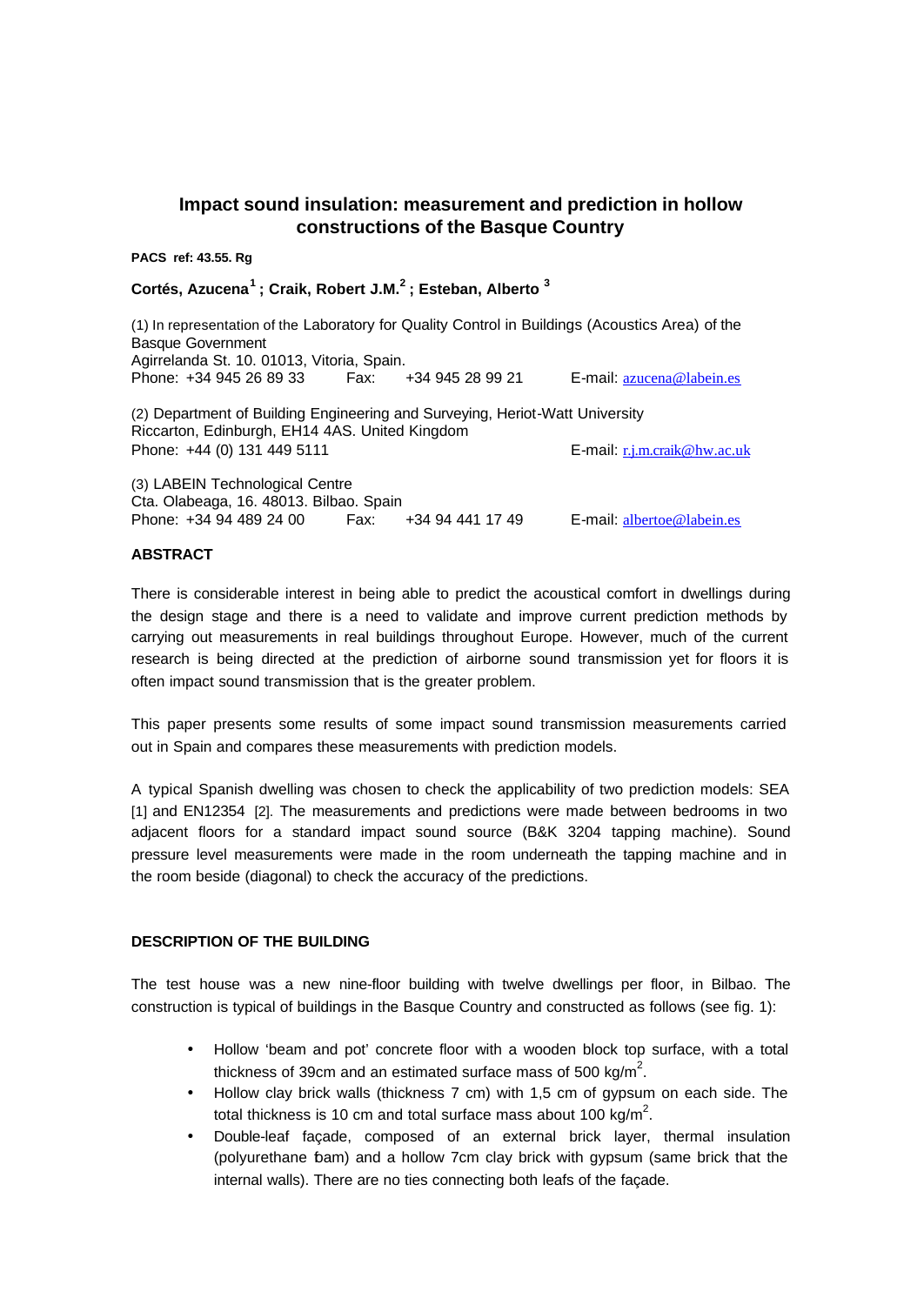# Impact sound insulation: measurement and prediction in hollow constructions of the Basque Country

**PACS ref: 43.55. Rg**

**Cortés, Azucena [1] ; Craik, Robert J.M. [2] ; Esteban, Alberto [3]**

(1) In representation of the Laboratory for Quality Control in Buildings (Acoustics Area) of the Basque Government
Agirrelanda St. 10. 01013, Vitoria, Spain.
Phone: +34 945 26 89 33 Fax: +34 945 28 99 21 E-mail: azucena@labein.es

(2) Department of Building Engineering and Surveying, Heriot-Watt University
Riccarton, Edinburgh, EH14 4AS. United Kingdom
Phone: +44 (0) 131 449 5111 E-mail: r.j.m.craik@hw.ac.uk

(3) LABEIN Technological Centre
Cta. Olabeaga, 16. 48013. Bilbao. Spain
Phone: +34 94 489 24 00 Fax: +34 94 441 17 49 E-mail: albertoe@labein.es

## ABSTRACT

There is considerable interest in being able to predict the acoustical comfort in dwellings during the design stage and there is a need to validate and improve current prediction methods by carrying out measurements in real buildings throughout Europe. However, much of the current research is being directed at the prediction of airborne sound transmission yet for floors it is often impact sound transmission that is the greater problem.

This paper presents some results of some impact sound transmission measurements carried out in Spain and compares these measurements with prediction models.

A typical Spanish dwelling was chosen to check the applicability of two prediction models: SEA [1] and EN12354 [2]. The measurements and predictions were made between bedrooms in two adjacent floors for a standard impact sound source (B&K 3204 tapping machine). Sound pressure level measurements were made in the room underneath the tapping machine and in the room beside (diagonal) to check the accuracy of the predictions.

## DESCRIPTION OF THE BUILDING

The test house was a new nine-floor building with twelve dwellings per floor, in Bilbao. The construction is typical of buildings in the Basque Country and constructed as follows (see fig. 1):

- Hollow 'beam and pot' concrete floor with a wooden block top surface, with a total thickness of 39cm and an estimated surface mass of 500 kg/m$^2$.
- Hollow clay brick walls (thickness 7 cm) with 1,5 cm of gypsum on each side. The total thickness is 10 cm and total surface mass about 100 kg/m$^2$.
- Double-leaf façade, composed of an external brick layer, thermal insulation (polyurethane foam) and a hollow 7cm clay brick with gypsum (same brick that the internal walls). There are no ties connecting both leafs of the façade.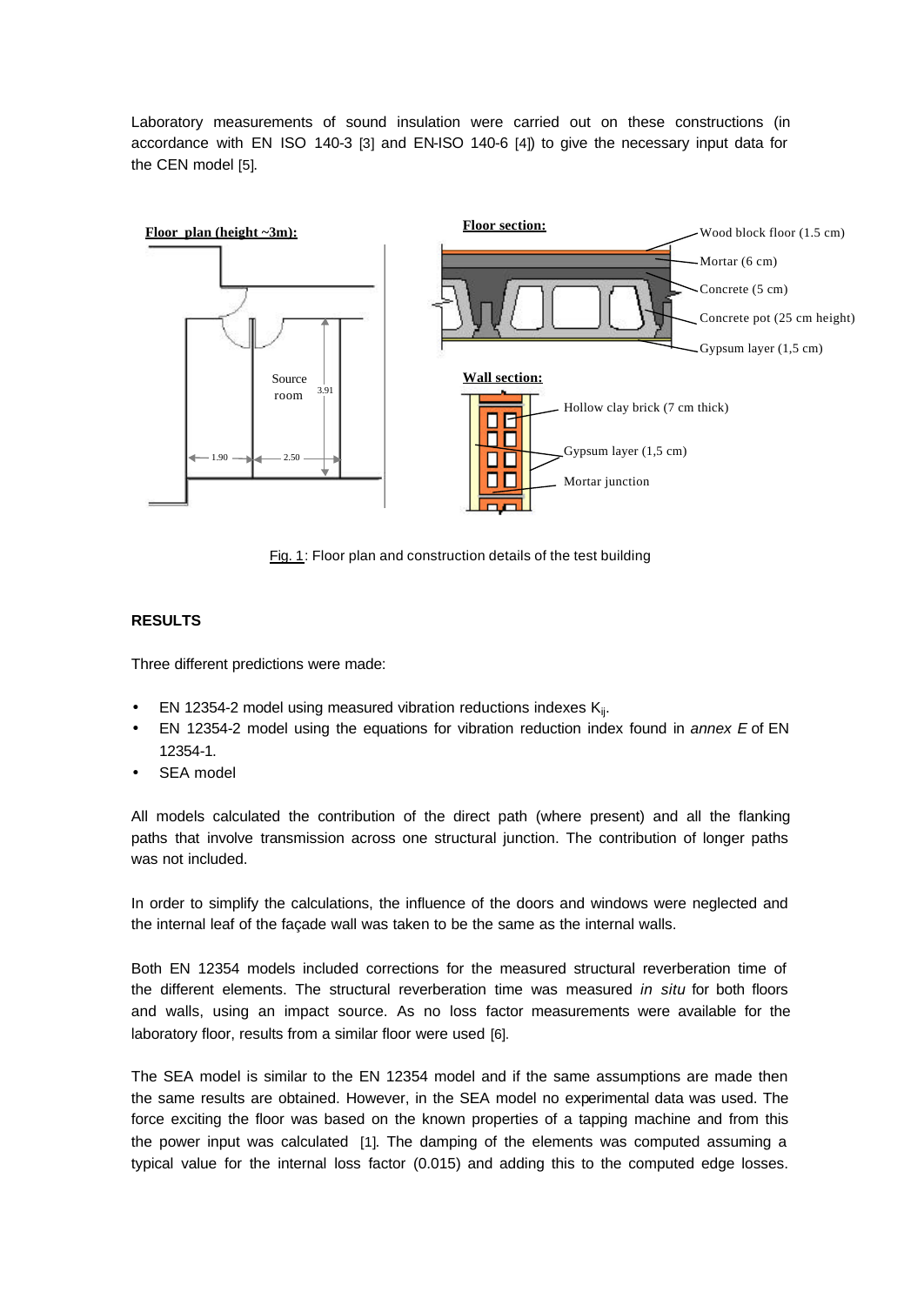Laboratory measurements of sound insulation were carried out on these constructions (in accordance with EN ISO 140-3 [3] and EN-ISO 140-6 [4]) to give the necessary input data for the CEN model [5].

Fig. 1: Floor plan and construction details of the test building

## RESULTS

Three different predictions were made:

- EN 12354-2 model using measured vibration reductions indexes $K_{ij}$.
- EN 12354-2 model using the equations for vibration reduction index found in *annex E* of EN 12354-1.
- SEA model

All models calculated the contribution of the direct path (where present) and all the flanking paths that involve transmission across one structural junction. The contribution of longer paths was not included.

In order to simplify the calculations, the influence of the doors and windows were neglected and the internal leaf of the façade wall was taken to be the same as the internal walls.

Both EN 12354 models included corrections for the measured structural reverberation time of the different elements. The structural reverberation time was measured *in situ* for both floors and walls, using an impact source. As no loss factor measurements were available for the laboratory floor, results from a similar floor were used [6].

The SEA model is similar to the EN 12354 model and if the same assumptions are made then the same results are obtained. However, in the SEA model no experimental data was used. The force exciting the floor was based on the known properties of a tapping machine and from this the power input was calculated [1]. The damping of the elements was computed assuming a typical value for the internal loss factor (0.015) and adding this to the computed edge losses.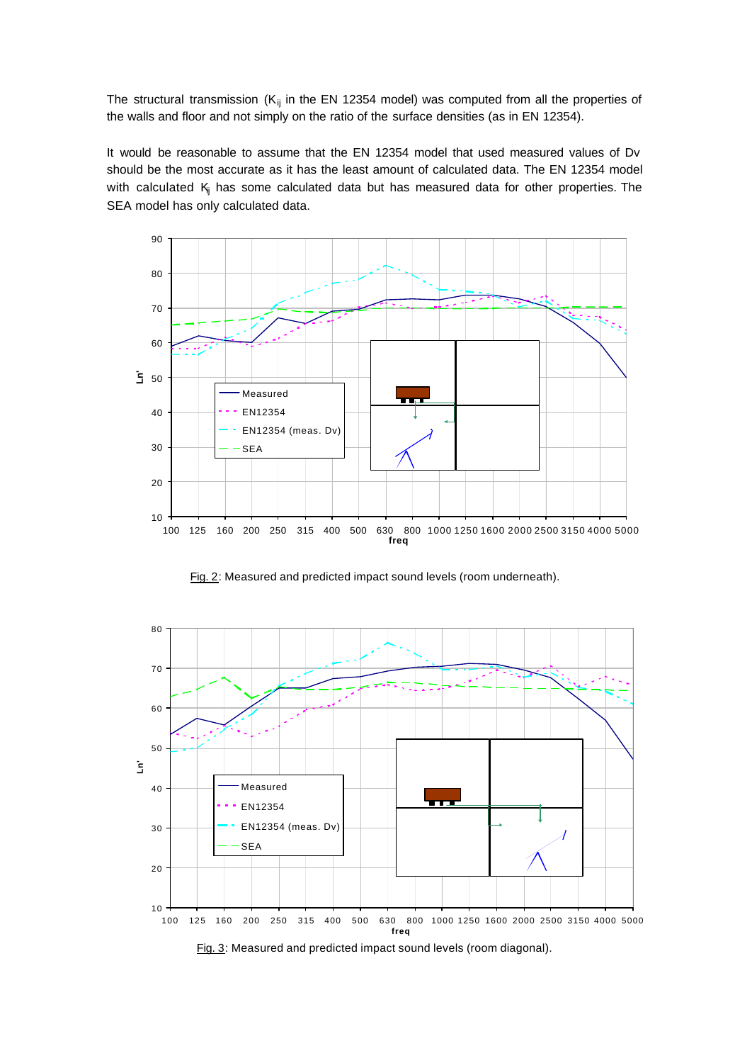The structural transmission ($K_{ij}$ in the EN 12354 model) was computed from all the properties of the walls and floor and not simply on the ratio of the surface densities (as in EN 12354).

It would be reasonable to assume that the EN 12354 model that used measured values of Dv should be the most accurate as it has the least amount of calculated data. The EN 12354 model with calculated $K_{ij}$ has some calculated data but has measured data for other properties. The SEA model has only calculated data.

Fig. 2: Measured and predicted impact sound levels (room underneath).

Fig. 3: Measured and predicted impact sound levels (room diagonal).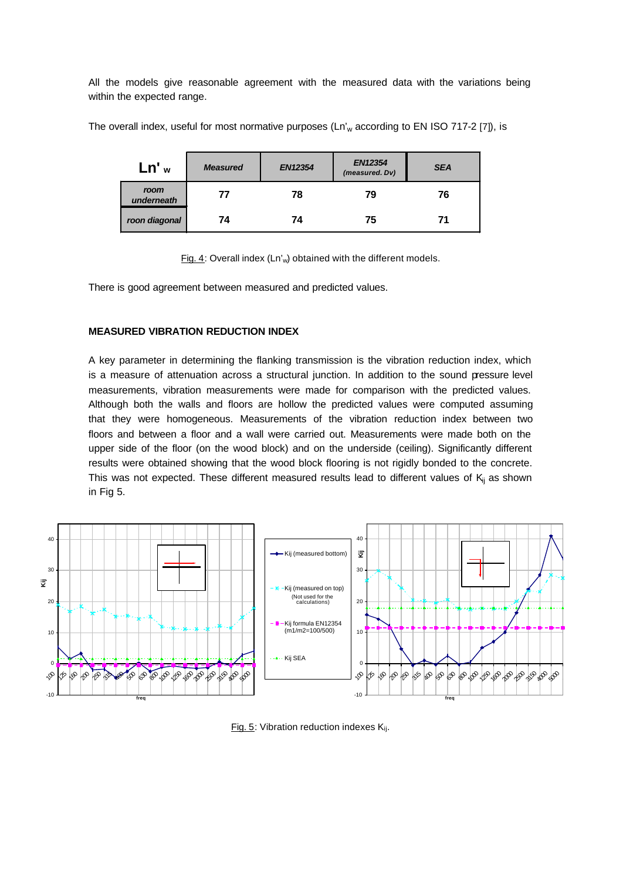All the models give reasonable agreement with the measured data with the variations being within the expected range.

The overall index, useful for most normative purposes ($L_{n}'_{w}$ according to EN ISO 717-2 [7]), is

| $L_n'_w$ | *Measured* | *EN12354* | *EN12354 (measured. Dv)* | *SEA* |
|---|---|---|---|---|
| *room underneath* | 77 | 78 | 79 | 76 |
| *roon diagonal* | 74 | 74 | 75 | 71 |

Fig. 4: Overall index ($L_n'_w$) obtained with the different models.

There is good agreement between measured and predicted values.

**MEASURED VIBRATION REDUCTION INDEX**

A key parameter in determining the flanking transmission is the vibration reduction index, which is a measure of attenuation across a structural junction. In addition to the sound pressure level measurements, vibration measurements were made for comparison with the predicted values. Although both the walls and floors are hollow the predicted values were computed assuming that they were homogeneous. Measurements of the vibration reduction index between two floors and between a floor and a wall were carried out. Measurements were made both on the upper side of the floor (on the wood block) and on the underside (ceiling). Significantly different results were obtained showing that the wood block flooring is not rigidly bonded to the concrete. This was not expected. These different measured results lead to different values of $K_{ij}$ as shown in Fig 5.

Fig. 5: Vibration reduction indexes $K_{ij}$.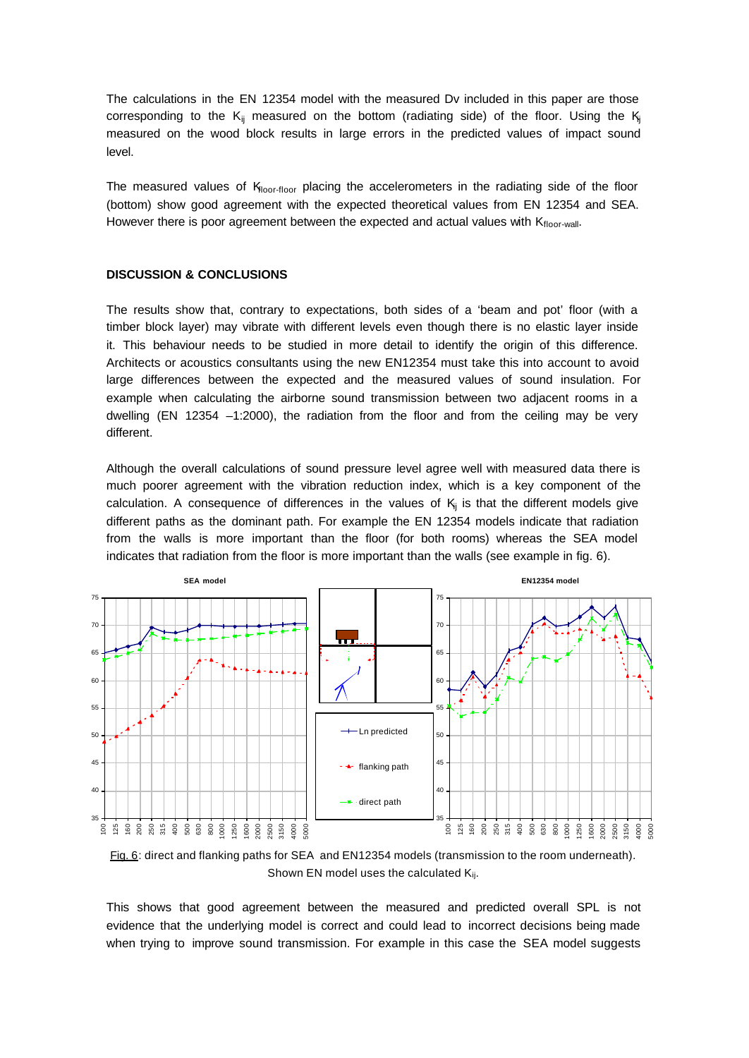The calculations in the EN 12354 model with the measured Dv included in this paper are those corresponding to the $K_{ij}$ measured on the bottom (radiating side) of the floor. Using the $K_{ij}$ measured on the wood block results in large errors in the predicted values of impact sound level.

The measured values of $K_{floor\text{-}floor}$ placing the accelerometers in the radiating side of the floor (bottom) show good agreement with the expected theoretical values from EN 12354 and SEA. However there is poor agreement between the expected and actual values with $K_{floor\text{-}wall}$.

## DISCUSSION & CONCLUSIONS

The results show that, contrary to expectations, both sides of a 'beam and pot' floor (with a timber block layer) may vibrate with different levels even though there is no elastic layer inside it. This behaviour needs to be studied in more detail to identify the origin of this difference. Architects or acoustics consultants using the new EN12354 must take this into account to avoid large differences between the expected and the measured values of sound insulation. For example when calculating the airborne sound transmission between two adjacent rooms in a dwelling (EN 12354 –1:2000), the radiation from the floor and from the ceiling may be very different.

Although the overall calculations of sound pressure level agree well with measured data there is much poorer agreement with the vibration reduction index, which is a key component of the calculation. A consequence of differences in the values of $K_{ij}$ is that the different models give different paths as the dominant path. For example the EN 12354 models indicate that radiation from the walls is more important than the floor (for both rooms) whereas the SEA model indicates that radiation from the floor is more important than the walls (see example in fig. 6).

Fig. 6: direct and flanking paths for SEA and EN12354 models (transmission to the room underneath). Shown EN model uses the calculated $K_{ij}$.

This shows that good agreement between the measured and predicted overall SPL is not evidence that the underlying model is correct and could lead to incorrect decisions being made when trying to improve sound transmission. For example in this case the SEA model suggests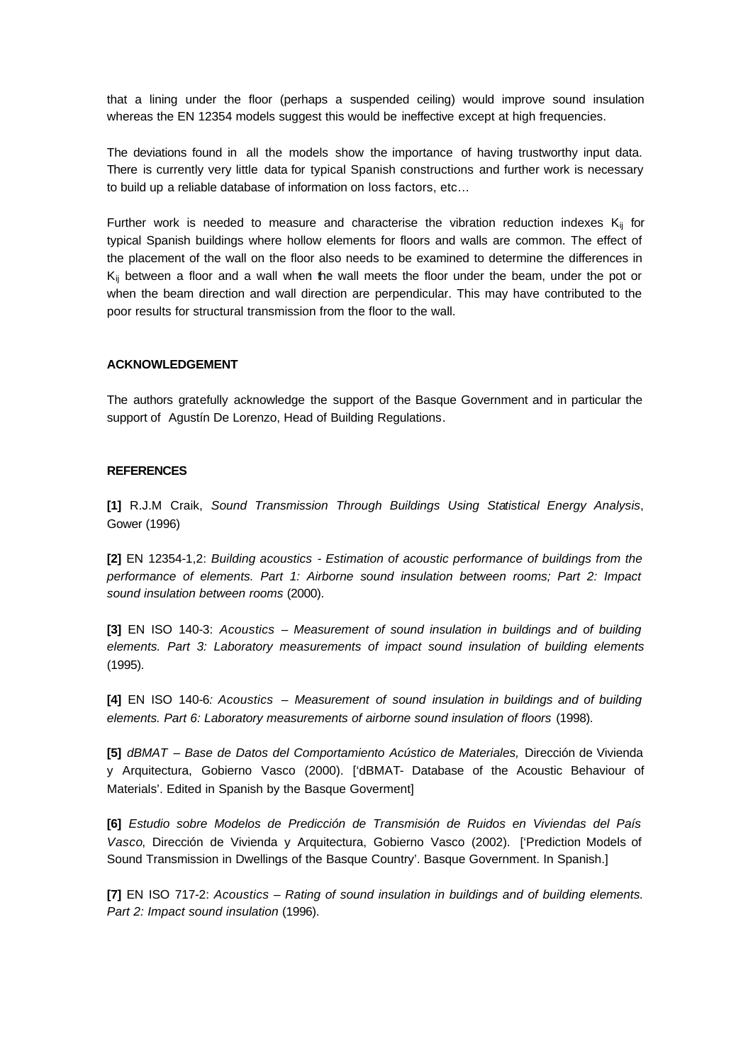that a lining under the floor (perhaps a suspended ceiling) would improve sound insulation whereas the EN 12354 models suggest this would be ineffective except at high frequencies.

The deviations found in all the models show the importance of having trustworthy input data. There is currently very little data for typical Spanish constructions and further work is necessary to build up a reliable database of information on loss factors, etc…

Further work is needed to measure and characterise the vibration reduction indexes $K_{ij}$ for typical Spanish buildings where hollow elements for floors and walls are common. The effect of the placement of the wall on the floor also needs to be examined to determine the differences in $K_{ij}$ between a floor and a wall when the wall meets the floor under the beam, under the pot or when the beam direction and wall direction are perpendicular. This may have contributed to the poor results for structural transmission from the floor to the wall.

**ACKNOWLEDGEMENT**

The authors gratefully acknowledge the support of the Basque Government and in particular the support of Agustín De Lorenzo, Head of Building Regulations.

**REFERENCES**

**[1]** R.J.M Craik, *Sound Transmission Through Buildings Using Statistical Energy Analysis*, Gower (1996)

**[2]** EN 12354-1,2: *Building acoustics - Estimation of acoustic performance of buildings from the performance of elements. Part 1: Airborne sound insulation between rooms; Part 2: Impact sound insulation between rooms* (2000).

**[3]** EN ISO 140-3: *Acoustics – Measurement of sound insulation in buildings and of building elements. Part 3: Laboratory measurements of impact sound insulation of building elements* (1995).

**[4]** EN ISO 140-6*: Acoustics – Measurement of sound insulation in buildings and of building elements. Part 6: Laboratory measurements of airborne sound insulation of floors* (1998).

**[5]** *dBMAT – Base de Datos del Comportamiento Acústico de Materiales,* Dirección de Vivienda y Arquitectura, Gobierno Vasco (2000). ['dBMAT- Database of the Acoustic Behaviour of Materials'. Edited in Spanish by the Basque Goverment]

**[6]** *Estudio sobre Modelos de Predicción de Transmisión de Ruidos en Viviendas del País Vasco*, Dirección de Vivienda y Arquitectura, Gobierno Vasco (2002). ['Prediction Models of Sound Transmission in Dwellings of the Basque Country'. Basque Government. In Spanish.]

**[7]** EN ISO 717-2: *Acoustics – Rating of sound insulation in buildings and of building elements. Part 2: Impact sound insulation* (1996).